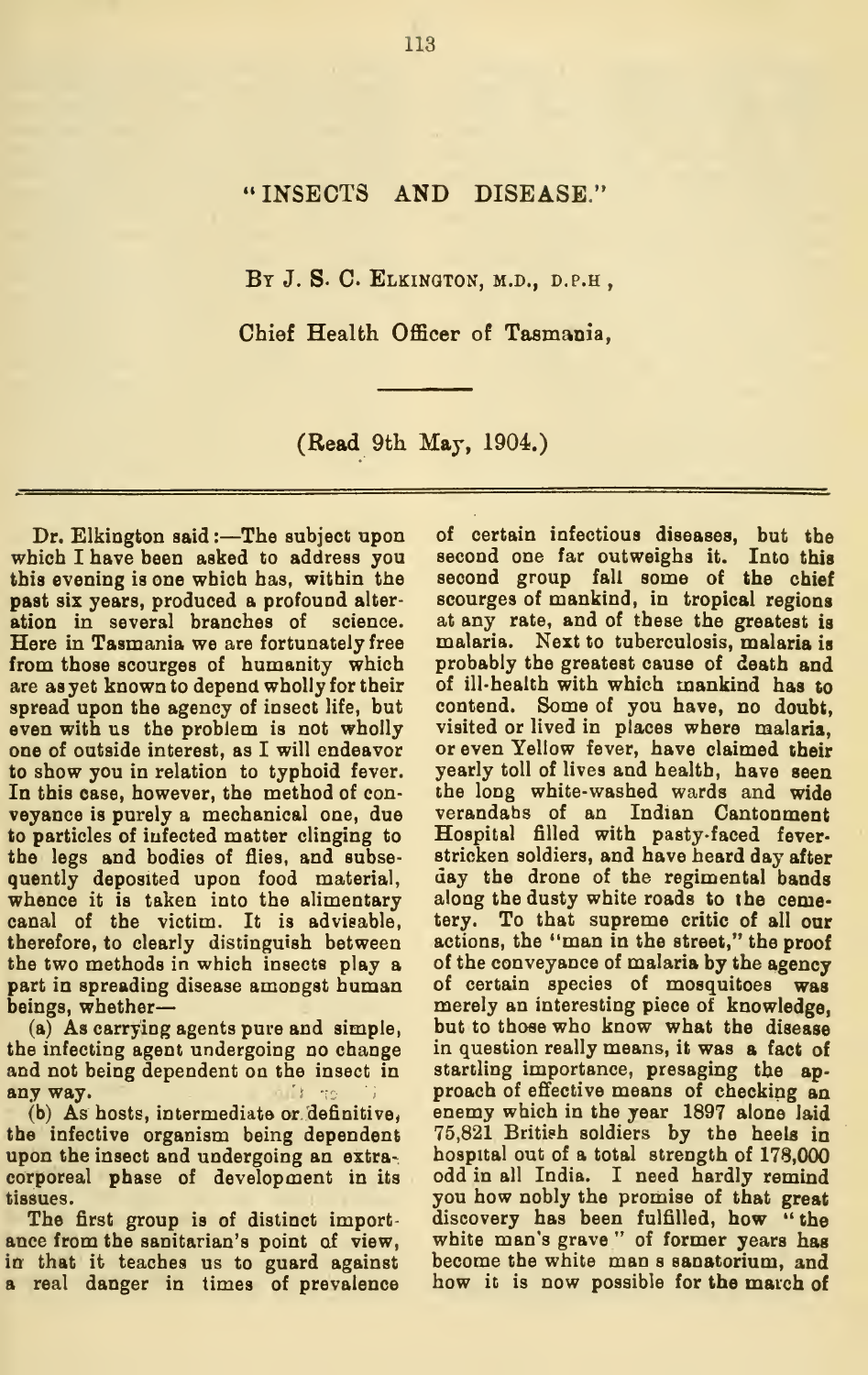# "INSECTS AND DISEASE."

By J. S. C. Elkington, M.D., D.P.H.,

Chief Health Officer of Tasmania,

(Read 9th May, 1904.)

Dr. Elkington said:—The subject upon which I have been asked to address you this evening is one which has, within the past six years, produced a profound alteration in several branches of science. Here in Tasmania we are fortunately free from those scourges of humanity which are as yet known to depend wholly for their spread upon the agency of insect life, but even with us the problem is not wholly one of outside interest, as I will endeavor to show you in relation to typhoid fever. In this case, however, the method of conveyance is purely a mechanical one, due to particles of infected matter clinging to the legs and bodies of flies, and subsequently deposited upon food material, whence it is taken into the alimentary canal of the victim. It is advisable, therefore, to clearly distinguish between the two methods in which insects play a part in spreading disease amongst human beings, whether—

(a) As carrying agents pure and simple, the infecting agent undergoing no change and not being dependent on the insect in any way.

(b) As hosts, intermediate or definitive, the infective organism being dependent upon the insect and undergoing an extra-corporeal phase of development in its tissues.

The first group is of distinct importance from the sanitarian's point of view, in that it teaches us to guard against a real danger in times of prevalence of certain infectious diseases, but the second one far outweighs it. Into this second group fall some of the chief scourges of mankind, in tropical regions at any rate, and of these the greatest is malaria. Next to tuberculosis, malaria is probably the greatest cause of death and of ill-health with which mankind has to contend. Some of you have, no doubt, visited or lived in places where malaria, or even Yellow fever, have claimed their yearly toll of lives and health, have seen the long white-washed wards and wide verandahs of an Indian Cantonment Hospital filled with pasty-faced fever-stricken soldiers, and have heard day after day the drone of the regimental bands along the dusty white roads to the cemetery. To that supreme critic of all our actions, the "man in the street," the proof of the conveyance of malaria by the agency of certain species of mosquitoes was merely an interesting piece of knowledge, but to those who know what the disease in question really means, it was a fact of startling importance, presaging the approach of effective means of checking an enemy which in the year 1897 alone laid 75,821 British soldiers by the heels in hospital out of a total strength of 178,000 odd in all India. I need hardly remind you how nobly the promise of that great discovery has been fulfilled, how "the white man's grave" of former years has become the white man's sanatorium, and how it is now possible for the march of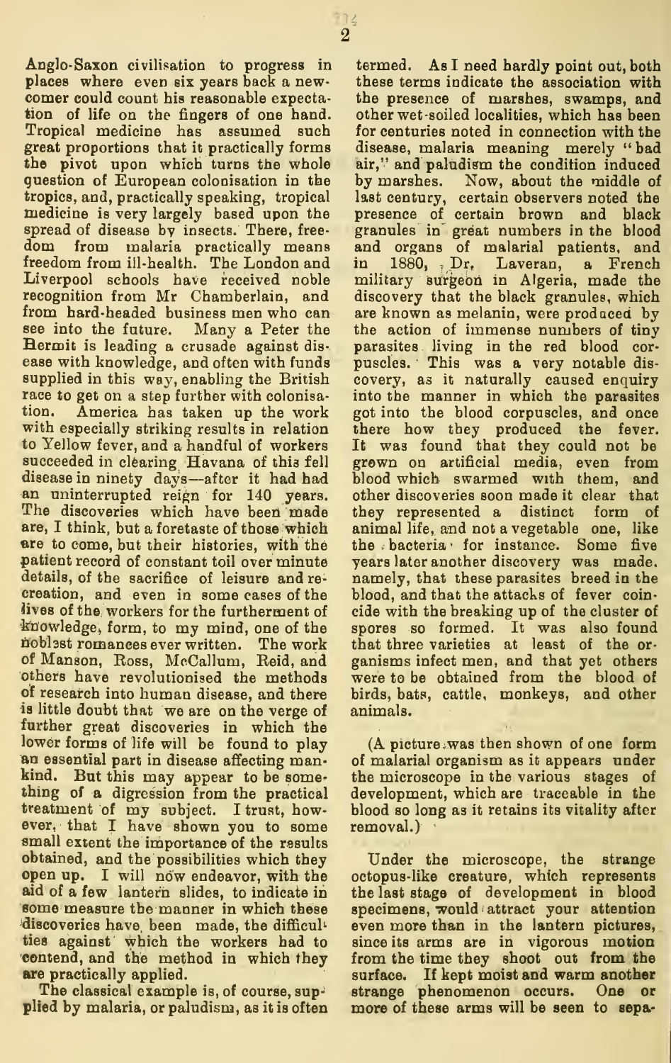Anglo-Saxon civilisation to progress in places where even six years back a newcomer could count his reasonable expectation of life on the fingers of one hand. Tropical medicine has assumed such great proportions that it practically forms the pivot upon which turns the whole question of European colonisation in the tropics, and, practically speaking, tropical medicine is very largely based upon the spread of disease by insects. There, freedom from malaria practically means freedom from ill-health. The London and Liverpool schools have received noble recognition from Mr Chamberlain, and from hard-headed business men who can see into the future. Many a Peter the Hermit is leading a crusade against disease with knowledge, and often with funds supplied in this way, enabling the British race to get on a step further with colonisation. America has taken up the work with especially striking results in relation to Yellow fever, and a handful of workers succeeded in clearing Havana of this fell disease in ninety days—after it had had an uninterrupted reign for 140 years. The discoveries which have been made are, I think, but a foretaste of those which are to come, but their histories, with the patient record of constant toil over minute details, of the sacrifice of leisure and recreation, and even in some cases of the lives of the workers for the furtherment of knowledge, form, to my mind, one of the noblest romances ever written. The work of Manson, Ross, McCallum, Reid, and others have revolutionised the methods of research into human disease, and there is little doubt that we are on the verge of further great discoveries in which the lower forms of life will be found to play an essential part in disease affecting mankind. But this may appear to be something of a digression from the practical treatment of my subject. I trust, however, that I have shown you to some small extent the importance of the results obtained, and the possibilities which they open up. I will now endeavor, with the aid of a few lantern slides, to indicate in some measure the manner in which these discoveries have been made, the difficulties against which the workers had to contend, and the method in which they are practically applied.

The classical example is, of course, supplied by malaria, or paludism, as it is often termed. As I need hardly point out, both these terms indicate the association with the presence of marshes, swamps, and other wet-soiled localities, which has been for centuries noted in connection with the disease, malaria meaning merely "bad air," and paludism the condition induced by marshes. Now, about the middle of last century, certain observers noted the presence of certain brown and black granules in great numbers in the blood and organs of malarial patients, and in 1880, Dr. Laveran, a French military surgeon in Algeria, made the discovery that the black granules, which are known as melanin, were produced by the action of immense numbers of tiny parasites living in the red blood corpuscles. This was a very notable discovery, as it naturally caused enquiry into the manner in which the parasites got into the blood corpuscles, and once there how they produced the fever. It was found that they could not be grown on artificial media, even from blood which swarmed with them, and other discoveries soon made it clear that they represented a distinct form of animal life, and not a vegetable one, like the bacteria for instance. Some five years later another discovery was made, namely, that these parasites breed in the blood, and that the attacks of fever coincide with the breaking up of the cluster of spores so formed. It was also found that three varieties at least of the organisms infect men, and that yet others were to be obtained from the blood of birds, bats, cattle, monkeys, and other animals.

(A picture was then shown of one form of malarial organism as it appears under the microscope in the various stages of development, which are traceable in the blood so long as it retains its vitality after removal.)

Under the microscope, the strange octopus-like creature, which represents the last stage of development in blood specimens, would attract your attention even more than in the lantern pictures, since its arms are in vigorous motion from the time they shoot out from the surface. If kept moist and warm another strange phenomenon occurs. One or more of these arms will be seen to sepa-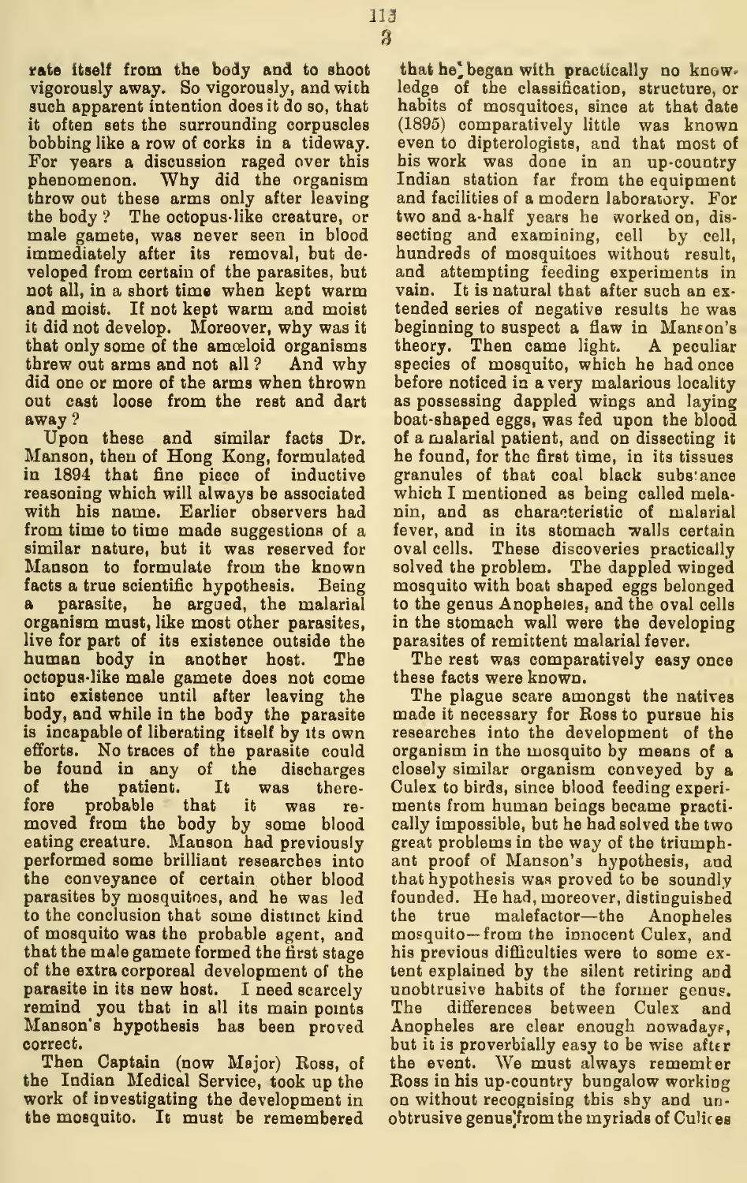rate itself from the body and to shoot vigorously away. So vigorously, and with such apparent intention does it do so, that it often sets the surrounding corpuscles bobbing like a row of corks in a tideway. For years a discussion raged over this phenomenon. Why did the organism throw out these arms only after leaving the body? The octopus-like creature, or male gamete, was never seen in blood immediately after its removal, but developed from certain of the parasites, but not all, in a short time when kept warm and moist. If not kept warm and moist it did not develop. Moreover, why was it that only some of the amœboid organisms threw out arms and not all? And why did one or more of the arms when thrown out cast loose from the rest and dart away?

Upon these and similar facts Dr. Manson, then of Hong Kong, formulated in 1894 that fine piece of inductive reasoning which will always be associated with his name. Earlier observers had from time to time made suggestions of a similar nature, but it was reserved for Manson to formulate from the known facts a true scientific hypothesis. Being a parasite, he argued, the malarial organism must, like most other parasites, live for part of its existence outside the human body in another host. The octopus-like male gamete does not come into existence until after leaving the body, and while in the body the parasite is incapable of liberating itself by its own efforts. No traces of the parasite could be found in any of the discharges of the patient. It was therefore probable that it was removed from the body by some blood eating creature. Manson had previously performed some brilliant researches into the conveyance of certain other blood parasites by mosquitoes, and he was led to the conclusion that some distinct kind of mosquito was the probable agent, and that the male gamete formed the first stage of the extra corporeal development of the parasite in its new host. I need scarcely remind you that in all its main points Manson's hypothesis has been proved correct.

Then Captain (now Major) Ross, of the Indian Medical Service, took up the work of investigating the development in the mosquito. It must be remembered that he began with practically no knowledge of the classification, structure, or habits of mosquitoes, since at that date (1895) comparatively little was known even to dipterologists, and that most of his work was done in an up-country Indian station far from the equipment and facilities of a modern laboratory. For two and a-half years he worked on, dissecting and examining, cell by cell, hundreds of mosquitoes without result, and attempting feeding experiments in vain. It is natural that after such an extended series of negative results he was beginning to suspect a flaw in Manson's theory. Then came light. A peculiar species of mosquito, which he had once before noticed in a very malarious locality as possessing dappled wings and laying boat-shaped eggs, was fed upon the blood of a malarial patient, and on dissecting it he found, for the first time, in its tissues granules of that coal black substance which I mentioned as being called melanin, and as characteristic of malarial fever, and in its stomach walls certain oval cells. These discoveries practically solved the problem. The dappled winged mosquito with boat shaped eggs belonged to the genus Anopheles, and the oval cells in the stomach wall were the developing parasites of remittent malarial fever.

The rest was comparatively easy once these facts were known.

The plague scare amongst the natives made it necessary for Ross to pursue his researches into the development of the organism in the mosquito by means of a closely similar organism conveyed by a Culex to birds, since blood feeding experiments from human beings became practically impossible, but he had solved the two great problems in the way of the triumphant proof of Manson's hypothesis, and that hypothesis was proved to be soundly founded. He had, moreover, distinguished the true malefactor—the Anopheles mosquito—from the innocent Culex, and his previous difficulties were to some extent explained by the silent retiring and unobtrusive habits of the former genus. The differences between Culex and Anopheles are clear enough nowadays, but it is proverbially easy to be wise after the event. We must always remember Ross in his up-country bungalow working on without recognising this shy and unobtrusive genus from the myriads of Culices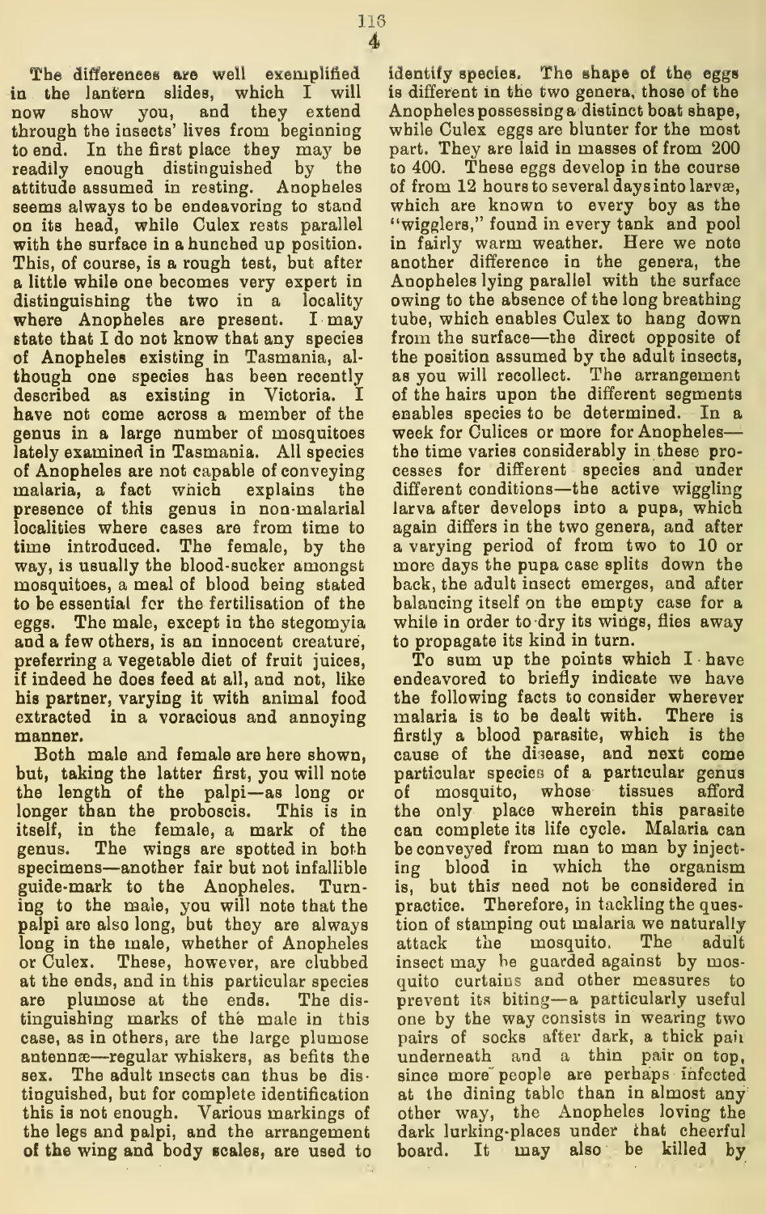The differences are well exemplified in the lantern slides, which I will now show you, and they extend through the insects' lives from beginning to end. In the first place they may be readily enough distinguished by the attitude assumed in resting. Anopheles seems always to be endeavoring to stand on its head, while Culex rests parallel with the surface in a hunched up position. This, of course, is a rough test, but after a little while one becomes very expert in distinguishing the two in a locality where Anopheles are present. I may state that I do not know that any species of Anopheles existing in Tasmania, although one species has been recently described as existing in Victoria. I have not come across a member of the genus in a large number of mosquitoes lately examined in Tasmania. All species of Anopheles are not capable of conveying malaria, a fact which explains the presence of this genus in non-malarial localities where cases are from time to time introduced. The female, by the way, is usually the blood-sucker amongst mosquitoes, a meal of blood being stated to be essential for the fertilisation of the eggs. The male, except in the stegomyia and a few others, is an innocent creature, preferring a vegetable diet of fruit juices, if indeed he does feed at all, and not, like his partner, varying it with animal food extracted in a voracious and annoying manner.

Both male and female are here shown, but, taking the latter first, you will note the length of the palpi—as long or longer than the proboscis. This is in itself, in the female, a mark of the genus. The wings are spotted in both specimens—another fair but not infallible guide-mark to the Anopheles. Turning to the male, you will note that the palpi are also long, but they are always long in the male, whether of Anopheles or Culex. These, however, are clubbed at the ends, and in this particular species are plumose at the ends. The distinguishing marks of the male in this case, as in others, are the large plumose antennæ—regular whiskers, as befits the sex. The adult insects can thus be distinguished, but for complete identification this is not enough. Various markings of the legs and palpi, and the arrangement of the wing and body scales, are used to identify species. The shape of the eggs is different in the two genera, those of the Anopheles possessing a distinct boat shape, while Culex eggs are blunter for the most part. They are laid in masses of from 200 to 400. These eggs develop in the course of from 12 hours to several days into larvæ, which are known to every boy as the "wigglers," found in every tank and pool in fairly warm weather. Here we note another difference in the genera, the Anopheles lying parallel with the surface owing to the absence of the long breathing tube, which enables Culex to hang down from the surface—the direct opposite of the position assumed by the adult insects, as you will recollect. The arrangement of the hairs upon the different segments enables species to be determined. In a week for Culices or more for Anopheles—the time varies considerably in these processes for different species and under different conditions—the active wiggling larva after develops into a pupa, which again differs in the two genera, and after a varying period of from two to 10 or more days the pupa case splits down the back, the adult insect emerges, and after balancing itself on the empty case for a while in order to dry its wings, flies away to propagate its kind in turn.

To sum up the points which I have endeavored to briefly indicate we have the following facts to consider wherever malaria is to be dealt with. There is firstly a blood parasite, which is the cause of the disease, and next come particular species of a particular genus of mosquito, whose tissues afford the only place wherein this parasite can complete its life cycle. Malaria can be conveyed from man to man by injecting blood in which the organism is, but this need not be considered in practice. Therefore, in tackling the question of stamping out malaria we naturally attack the mosquito. The adult insect may be guarded against by mosquito curtains and other measures to prevent its biting—a particularly useful one by the way consists in wearing two pairs of socks after dark, a thick pair underneath and a thin pair on top, since more people are perhaps infected at the dining table than in almost any other way, the Anopheles loving the dark lurking-places under that cheerful board. It may also be killed by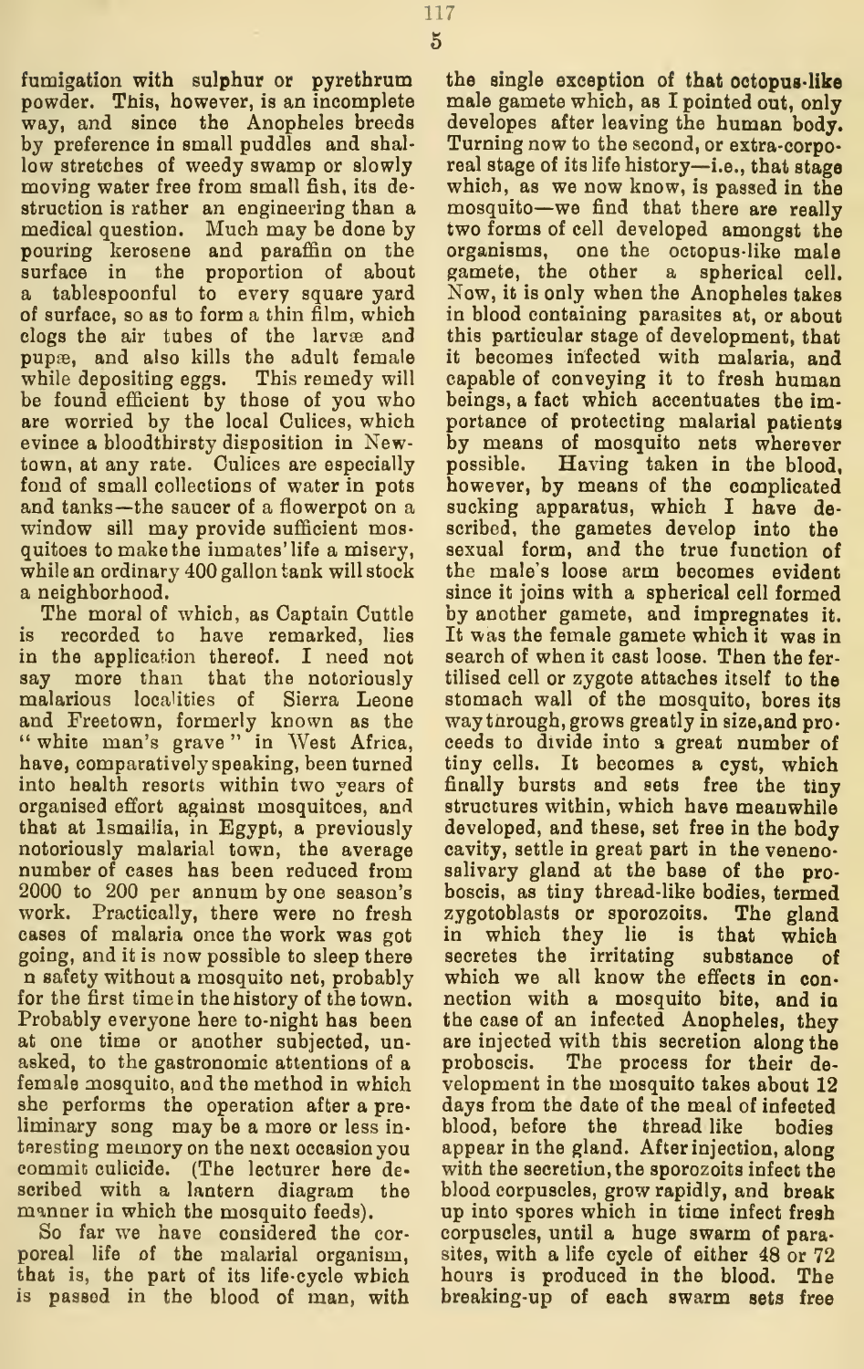fumigation with sulphur or pyrethrum powder. This, however, is an incomplete way, and since the Anopheles breeds by preference in small puddles and shallow stretches of weedy swamp or slowly moving water free from small fish, its destruction is rather an engineering than a medical question. Much may be done by pouring kerosene and paraffin on the surface in the proportion of about a tablespoonful to every square yard of surface, so as to form a thin film, which clogs the air tubes of the larvæ and pupæ, and also kills the adult female while depositing eggs. This remedy will be found efficient by those of you who are worried by the local Culices, which evince a bloodthirsty disposition in Newtown, at any rate. Culices are especially fond of small collections of water in pots and tanks—the saucer of a flowerpot on a window sill may provide sufficient mosquitoes to make the inmates' life a misery, while an ordinary 400 gallon tank will stock a neighborhood.

The moral of which, as Captain Cuttle is recorded to have remarked, lies in the application thereof. I need not say more than that the notoriously malarious localities of Sierra Leone and Freetown, formerly known as the "white man's grave" in West Africa, have, comparatively speaking, been turned into health resorts within two years of organised effort against mosquitoes, and that at Ismailia, in Egypt, a previously notoriously malarial town, the average number of cases has been reduced from 2000 to 200 per annum by one season's work. Practically, there were no fresh cases of malaria once the work was got going, and it is now possible to sleep there n safety without a mosquito net, probably for the first time in the history of the town. Probably everyone here to-night has been at one time or another subjected, unasked, to the gastronomic attentions of a female mosquito, and the method in which she performs the operation after a preliminary song may be a more or less interesting memory on the next occasion you commit culicide. (The lecturer here described with a lantern diagram the manner in which the mosquito feeds).

So far we have considered the corporeal life of the malarial organism, that is, the part of its life-cycle which is passed in the blood of man, with the single exception of that octopus-like male gamete which, as I pointed out, only developes after leaving the human body. Turning now to the second, or extra-corporeal stage of its life history—i.e., that stage which, as we now know, is passed in the mosquito—we find that there are really two forms of cell developed amongst the organisms, one the octopus-like male gamete, the other a spherical cell. Now, it is only when the Anopheles takes in blood containing parasites at, or about this particular stage of development, that it becomes infected with malaria, and capable of conveying it to fresh human beings, a fact which accentuates the importance of protecting malarial patients by means of mosquito nets wherever possible. Having taken in the blood, however, by means of the complicated sucking apparatus, which I have described, the gametes develop into the sexual form, and the true function of the male's loose arm becomes evident since it joins with a spherical cell formed by another gamete, and impregnates it. It was the female gamete which it was in search of when it cast loose. Then the fertilised cell or zygote attaches itself to the stomach wall of the mosquito, bores its way through, grows greatly in size, and proceeds to divide into a great number of tiny cells. It becomes a cyst, which finally bursts and sets free the tiny structures within, which have meanwhile developed, and these, set free in the body cavity, settle in great part in the venenosalivary gland at the base of the proboscis, as tiny thread-like bodies, termed zygotoblasts or sporozoits. The gland in which they lie is that which secretes the irritating substance of which we all know the effects in connection with a mosquito bite, and in the case of an infected Anopheles, they are injected with this secretion along the proboscis. The process for their development in the mosquito takes about 12 days from the date of the meal of infected blood, before the thread like bodies appear in the gland. After injection, along with the secretion, the sporozoits infect the blood corpuscles, grow rapidly, and break up into spores which in time infect fresh corpuscles, until a huge swarm of parasites, with a life cycle of either 48 or 72 hours is produced in the blood. The breaking-up of each swarm sets free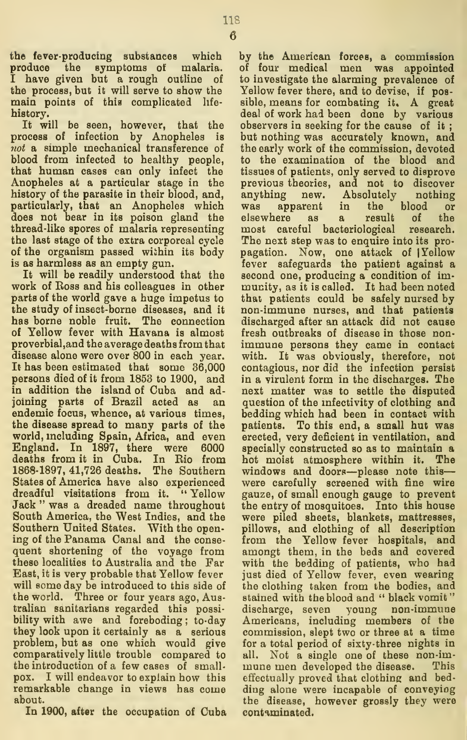the fever-producing substances which produce the symptoms of malaria. I have given but a rough outline of the process, but it will serve to show the main points of this complicated life-history.

It will be seen, however, that the process of infection by Anopheles is *not* a simple mechanical transference of blood from infected to healthy people, that human cases can only infect the Anopheles at a particular stage in the history of the parasite in their blood, and, particularly, that an Anopheles which does not bear in its poison gland the thread-like spores of malaria representing the last stage of the extra corporeal cycle of the organism passed within its body is as harmless as an empty gun.

It will be readily understood that the work of Ross and his colleagues in other parts of the world gave a huge impetus to the study of insect-borne diseases, and it has borne noble fruit. The connection of Yellow fever with Havana is almost proverbial,and the average deaths from that disease alone were over 800 in each year. It has been estimated that some 36,000 persons died of it from 1853 to 1900, and in addition the island of Cuba and adjoining parts of Brazil acted as an endemic focus, whence, at various times, the disease spread to many parts of the world, including Spain, Africa, and even England. In 1897, there were 6000 deaths from it in Cuba. In Rio from 1868-1897, 41,726 deaths. The Southern States of America have also experienced dreadful visitations from it. "Yellow Jack" was a dreaded name throughout South America, the West Indies, and the Southern United States. With the opening of the Panama Canal and the consequent shortening of the voyage from these localities to Australia and the Far East, it is very probable that Yellow fever will some day be introduced to this side of the world. Three or four years ago, Australian sanitarians regarded this possibility with awe and foreboding; to-day they look upon it certainly as a serious problem, but as one which would give comparatively little trouble compared to the introduction of a few cases of smallpox. I will endeavor to explain how this remarkable change in views has come about.

In 1900, after the occupation of Cuba by the American forces, a commission of four medical men was appointed to investigate the alarming prevalence of Yellow fever there, and to devise, if possible, means for combating it. A great deal of work had been done by various observers in seeking for the cause of it; but nothing was accurately known, and the early work of the commission, devoted to the examination of the blood and tissues of patients, only served to disprove previous theories, and not to discover anything new. Absolutely nothing was apparent in the blood or elsewhere as a result of the most careful bacteriological research. The next step was to enquire into its propagation. Now, one attack of Yellow fever safeguards the patient against a second one, producing a condition of immunity, as it is called. It had been noted that patients could be safely nursed by non-immune nurses, and that patients discharged after an attack did not cause fresh outbreaks of disease in those non-immune persons they came in contact with. It was obviously, therefore, not contagious, nor did the infection persist in a virulent form in the discharges. The next matter was to settle the disputed question of the infectivity of clothing and bedding which had been in contact with patients. To this end, a small hut was erected, very deficient in ventilation, and specially constructed so as to maintain a hot moist atmosphere within it. The windows and doors—please note this—were carefully screened with fine wire gauze, of small enough gauge to prevent the entry of mosquitoes. Into this house were piled sheets, blankets, mattresses, pillows, and clothing of all description from the Yellow fever hospitals, and amongst them, in the beds and covered with the bedding of patients, who had just died of Yellow fever, even wearing the clothing taken from the bodies, and stained with the blood and "black vomit" discharge, seven young non-immune Americans, including members of the commission, slept two or three at a time for a total period of sixty-three nights in all. Not a single one of these non-immune men developed the disease. This effectually proved that clothing and bedding alone were incapable of conveying the disease, however grossly they were contaminated.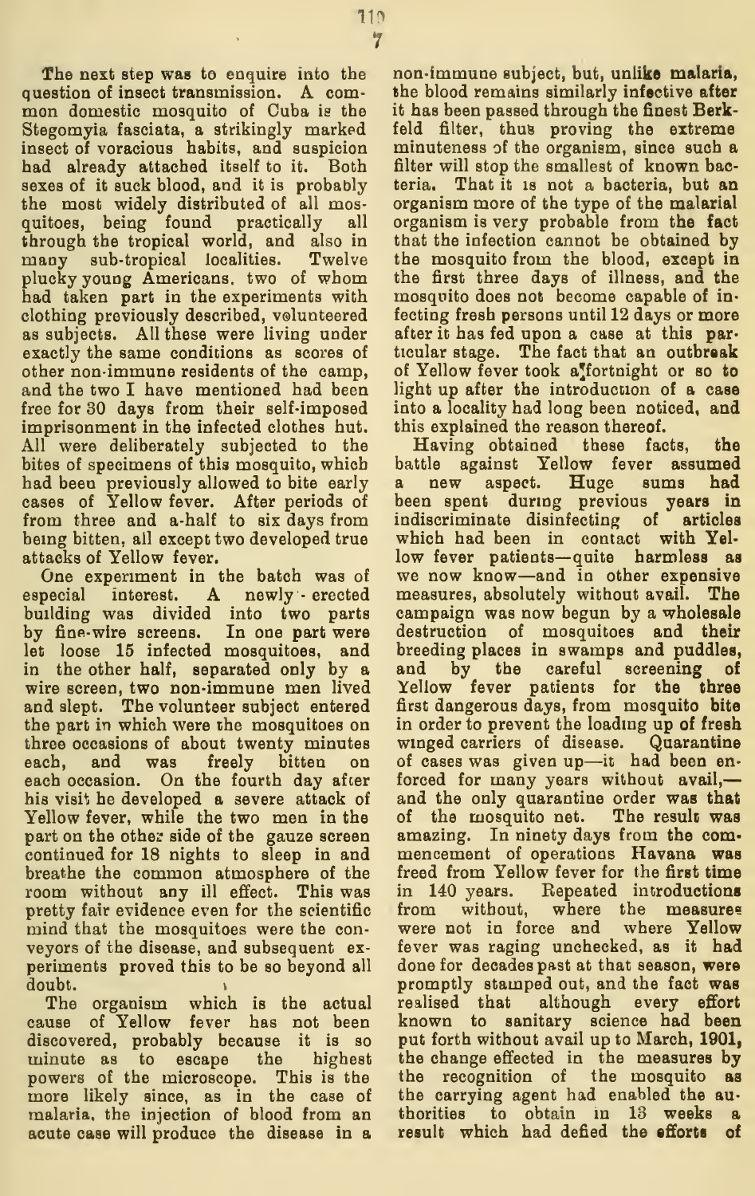The next step was to enquire into the question of insect transmission. A common domestic mosquito of Cuba is the Stegomyia fasciata, a strikingly marked insect of voracious habits, and suspicion had already attached itself to it. Both sexes of it suck blood, and it is probably the most widely distributed of all mosquitoes, being found practically all through the tropical world, and also in many sub-tropical localities. Twelve plucky young Americans, two of whom had taken part in the experiments with clothing previously described, volunteered as subjects. All these were living under exactly the same conditions as scores of other non-immune residents of the camp, and the two I have mentioned had been free for 30 days from their self-imposed imprisonment in the infected clothes hut. All were deliberately subjected to the bites of specimens of this mosquito, which had been previously allowed to bite early cases of Yellow fever. After periods of from three and a-half to six days from being bitten, all except two developed true attacks of Yellow fever.

One experiment in the batch was of especial interest. A newly-erected building was divided into two parts by fine-wire screens. In one part were let loose 15 infected mosquitoes, and in the other half, separated only by a wire screen, two non-immune men lived and slept. The volunteer subject entered the part in which were the mosquitoes on three occasions of about twenty minutes each, and was freely bitten on each occasion. On the fourth day after his visit he developed a severe attack of Yellow fever, while the two men in the part on the other side of the gauze screen continued for 18 nights to sleep in and breathe the common atmosphere of the room without any ill effect. This was pretty fair evidence even for the scientific mind that the mosquitoes were the conveyors of the disease, and subsequent experiments proved this to be so beyond all doubt.

The organism which is the actual cause of Yellow fever has not been discovered, probably because it is so minute as to escape the highest powers of the microscope. This is the more likely since, as in the case of malaria, the injection of blood from an acute case will produce the disease in a non-immune subject, but, unlike malaria, the blood remains similarly infective after it has been passed through the finest Berkfeld filter, thus proving the extreme minuteness of the organism, since such a filter will stop the smallest of known bacteria. That it is not a bacteria, but an organism more of the type of the malarial organism is very probable from the fact that the infection cannot be obtained by the mosquito from the blood, except in the first three days of illness, and the mosquito does not become capable of infecting fresh persons until 12 days or more after it has fed upon a case at this particular stage. The fact that an outbreak of Yellow fever took a fortnight or so to light up after the introduction of a case into a locality had long been noticed, and this explained the reason thereof.

Having obtained these facts, the battle against Yellow fever assumed a new aspect. Huge sums had been spent during previous years in indiscriminate disinfecting of articles which had been in contact with Yellow fever patients—quite harmless as we now know—and in other expensive measures, absolutely without avail. The campaign was now begun by a wholesale destruction of mosquitoes and their breeding places in swamps and puddles, and by the careful screening of Yellow fever patients for the three first dangerous days, from mosquito bite in order to prevent the loading up of fresh winged carriers of disease. Quarantine of cases was given up—it had been enforced for many years without avail,—and the only quarantine order was that of the mosquito net. The result was amazing. In ninety days from the commencement of operations Havana was freed from Yellow fever for the first time in 140 years. Repeated introductions from without, where the measures were not in force and where Yellow fever was raging unchecked, as it had done for decades past at that season, were promptly stamped out, and the fact was realised that although every effort known to sanitary science had been put forth without avail up to March, 1901, the change effected in the measures by the recognition of the mosquito as the carrying agent had enabled the authorities to obtain in 13 weeks a result which had defied the efforts of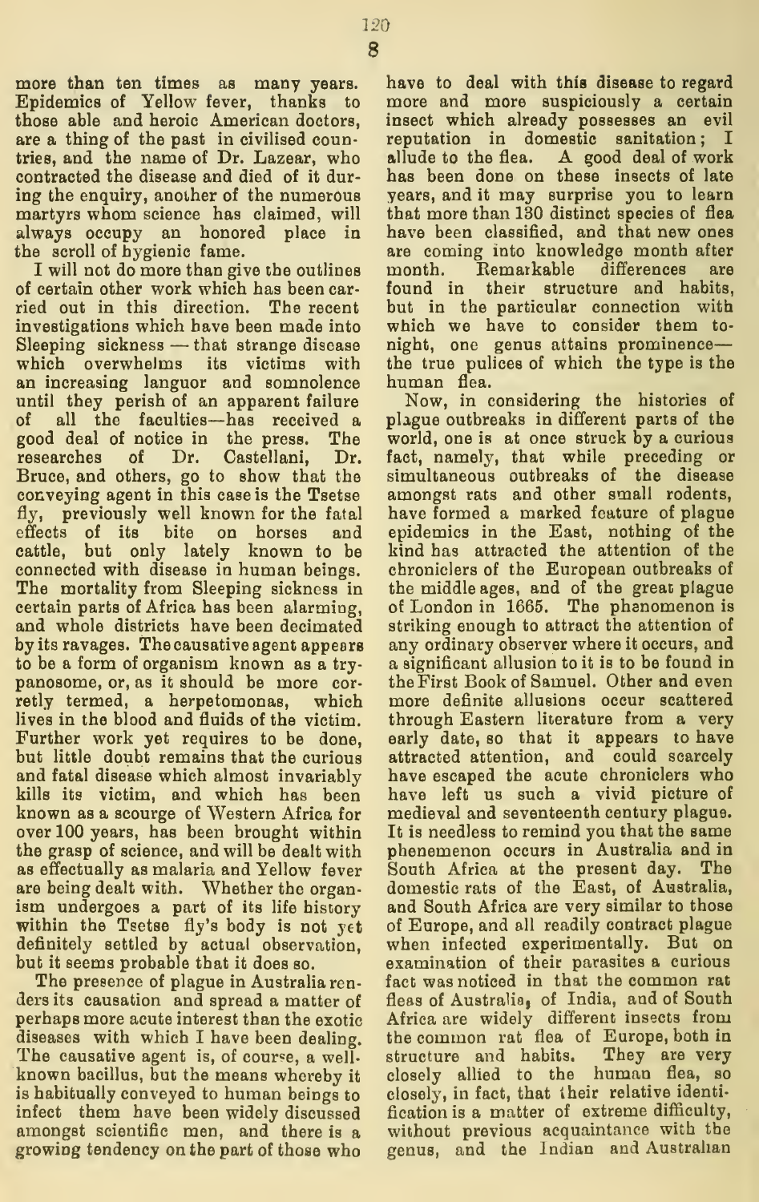more than ten times as many years. Epidemics of Yellow fever, thanks to those able and heroic American doctors, are a thing of the past in civilised countries, and the name of Dr. Lazear, who contracted the disease and died of it during the enquiry, another of the numerous martyrs whom science has claimed, will always occupy an honored place in the scroll of hygienic fame.

I will not do more than give the outlines of certain other work which has been carried out in this direction. The recent investigations which have been made into Sleeping sickness — that strange disease which overwhelms its victims with an increasing languor and somnolence until they perish of an apparent failure of all the faculties—has received a good deal of notice in the press. The researches of Dr. Castellani, Dr. Bruce, and others, go to show that the conveying agent in this case is the Tsetse fly, previously well known for the fatal effects of its bite on horses and cattle, but only lately known to be connected with disease in human beings. The mortality from Sleeping sickness in certain parts of Africa has been alarming, and whole districts have been decimated by its ravages. The causative agent appears to be a form of organism known as a trypanosome, or, as it should be more correctly termed, a herpetomonas, which lives in the blood and fluids of the victim. Further work yet requires to be done, but little doubt remains that the curious and fatal disease which almost invariably kills its victim, and which has been known as a scourge of Western Africa for over 100 years, has been brought within the grasp of science, and will be dealt with as effectually as malaria and Yellow fever are being dealt with. Whether the organism undergoes a part of its life history within the Tsetse fly's body is not yet definitely settled by actual observation, but it seems probable that it does so.

The presence of plague in Australia renders its causation and spread a matter of perhaps more acute interest than the exotic diseases with which I have been dealing. The causative agent is, of course, a well-known bacillus, but the means whereby it is habitually conveyed to human beings to infect them have been widely discussed amongst scientific men, and there is a growing tendency on the part of those who have to deal with this disease to regard more and more suspiciously a certain insect which already possesses an evil reputation in domestic sanitation; I allude to the flea. A good deal of work has been done on these insects of late years, and it may surprise you to learn that more than 130 distinct species of flea have been classified, and that new ones are coming into knowledge month after month. Remarkable differences are found in their structure and habits, but in the particular connection with which we have to consider them to-night, one genus attains prominence—the true pulices of which the type is the human flea.

Now, in considering the histories of plague outbreaks in different parts of the world, one is at once struck by a curious fact, namely, that while preceding or simultaneous outbreaks of the disease amongst rats and other small rodents, have formed a marked feature of plague epidemics in the East, nothing of the kind has attracted the attention of the chroniclers of the European outbreaks of the middle ages, and of the great plague of London in 1665. The phenomenon is striking enough to attract the attention of any ordinary observer where it occurs, and a significant allusion to it is to be found in the First Book of Samuel. Other and even more definite allusions occur scattered through Eastern literature from a very early date, so that it appears to have attracted attention, and could scarcely have escaped the acute chroniclers who have left us such a vivid picture of medieval and seventeenth century plague. It is needless to remind you that the same phenemenon occurs in Australia and in South Africa at the present day. The domestic rats of the East, of Australia, and South Africa are very similar to those of Europe, and all readily contract plague when infected experimentally. But on examination of their parasites a curious fact was noticed in that the common rat fleas of Australia, of India, and of South Africa are widely different insects from the common rat flea of Europe, both in structure and habits. They are very closely allied to the human flea, so closely, in fact, that their relative identification is a matter of extreme difficulty, without previous acquaintance with the genus, and the Indian and Australian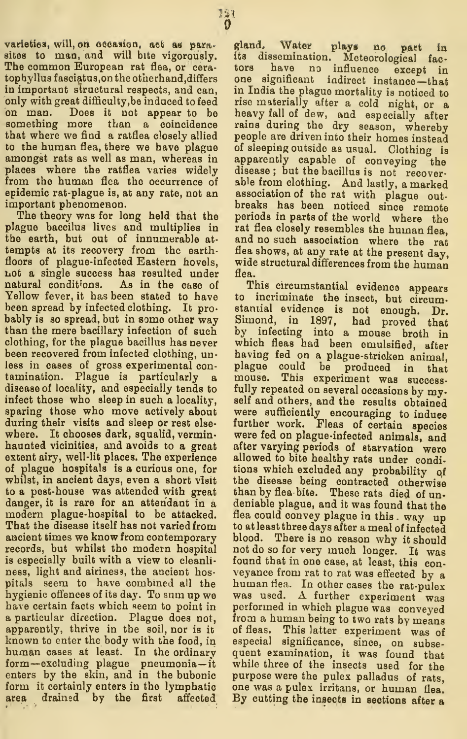varieties, will, on occasion, act as parasites to man, and will bite vigorously. The common European rat flea, or ceratophyllus fasciatus, on the otherhand, differs in important structural respects, and can, only with great difficulty, be induced to feed on man. Does it not appear to be something more than a coincidence that where we find a ratflea closely allied to the human flea, there we have plague amongst rats as well as man, whereas in places where the ratflea varies widely from the human flea the occurrence of epidemic rat-plague is, at any rate, not an important phenomenon.

The theory was for long held that the plague baccilus lives and multiplies in the earth, but out of innumerable attempts at its recovery from the earth-floors of plague-infected Eastern hovels, not a single success has resulted under natural conditions. As in the case of Yellow fever, it has been stated to have been spread by infected clothing. It probably is so spread, but in some other way than the mere bacillary infection of such clothing, for the plague bacillus has never been recovered from infected clothing, unless in cases of gross experimental contamination. Plague is particularly a disease of locality, and especially tends to infect those who sleep in such a locality, sparing those who move actively about during their visits and sleep or rest elsewhere. It chooses dark, squalid, vermin-haunted vicinities, and avoids to a great extent airy, well-lit places. The experience of plague hospitals is a curious one, for whilst, in ancient days, even a short visit to a pest-house was attended with great danger, it is rare for an attendant in a modern plague-hospital to be attacked. That the disease itself has not varied from ancient times we know from contemporary records, but whilst the modern hospital is especially built with a view to cleanliness, light and airiness, the ancient hospitals seem to have combined all the hygienic offences of its day. To sum up we have certain facts which seem to point in a particular direction. Plague does not, apparently, thrive in the soil, nor is it known to enter the body with the food, in human cases at least. In the ordinary form—excluding plague pneumonia—it enters by the skin, and in the bubonic form it certainly enters in the lymphatic area drained by the first affected gland. Water plays no part in its dissemination. Meteorological factors have no influence except in one significant indirect instance—that in India the plague mortality is noticed to rise materially after a cold night, or a heavy fall of dew, and especially after rains during the dry season, whereby people are driven into their homes instead of sleeping outside as usual. Clothing is apparently capable of conveying the disease; but the bacillus is not recoverable from clothing. And lastly, a marked association of the rat with plague outbreaks has been noticed since remote periods in parts of the world where the rat flea closely resembles the human flea, and no such association where the rat flea shows, at any rate at the present day, wide structural differences from the human flea.

This circumstantial evidence appears to incriminate the insect, but circumstantial evidence is not enough. Dr. Simond, in 1897, had proved that by infecting into a mouse broth in which fleas had been emulsified, after having fed on a plague-stricken animal, plague could be produced in that mouse. This experiment was successfully repeated on several occasions by myself and others, and the results obtained were sufficiently encouraging to induce further work. Fleas of certain species were fed on plague-infected animals, and after varying periods of starvation were allowed to bite healthy rats under conditions which excluded any probability of the disease being contracted otherwise than by flea-bite. These rats died of undeniable plague, and it was found that the flea could convey plague in this way up to at least three days after a meal of infected blood. There is no reason why it should not do so for very much longer. It was found that in one case, at least, this conveyance from rat to rat was effected by a human flea. In other cases the rat-pulex was used. A further experiment was performed in which plague was conveyed from a human being to two rats by means of fleas. This latter experiment was of especial significance, since, on subsequent examination, it was found that while three of the insects used for the purpose were the pulex palladus of rats, one was a pulex irritans, or human flea. By cutting the insects in sections after a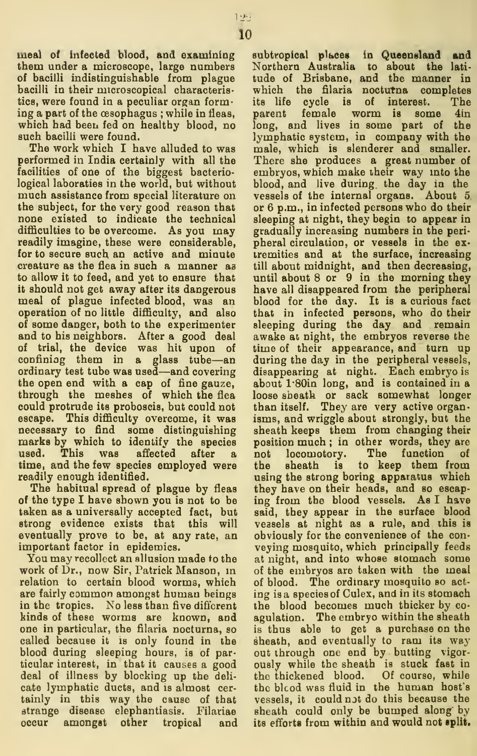meal of infected blood, and examining them under a microscope, large numbers of bacilli indistinguishable from plague bacilli in their microscopical characteristics, were found in a peculiar organ forming a part of the œsophagus; while in fleas, which had been fed on healthy blood, no such bacilli were found.

The work which I have alluded to was performed in India certainly with all the facilities of one of the biggest bacteriological laboraties in the world, but without much assistance from special literature on the subject, for the very good reason that none existed to indicate the technical difficulties to be overcome. As you may readily imagine, these were considerable, for to secure such an active and minute creature as the flea in such a manner as to allow it to feed, and yet to ensure that it should not get away after its dangerous meal of plague infected blood, was an operation of no little difficulty, and also of some danger, both to the experimenter and to his neighbors. After a good deal of trial, the device was hit upon of confining them in a glass tube—an ordinary test tube was used—and covering the open end with a cap of fine gauze, through the meshes of which the flea could protrude its proboscis, but could not escape. This difficulty overcome, it was necessary to find some distinguishing marks by which to identify the species used. This was affected after a time, and the few species employed were readily enough identified.

The habitual spread of plague by fleas of the type I have shown you is not to be taken as a universally accepted fact, but strong evidence exists that this will eventually prove to be, at any rate, an important factor in epidemics.

You may recollect an allusion made to the work of Dr., now Sir, Patrick Manson, in relation to certain blood worms, which are fairly common amongst human beings in the tropics. No less than five different kinds of these worms are known, and one in particular, the filaria nocturna, so called because it is only found in the blood during sleeping hours, is of particular interest, in that it causes a good deal of illness by blocking up the delicate lymphatic ducts, and is almost certainly in this way the cause of that strange disease elephantiasis. Filariae occur amongst other tropical and subtropical places in Queensland and Northern Australia to about the latitude of Brisbane, and the manner in which the filaria nocturna completes its life cycle is of interest. The parent female worm is some 4in long, and lives in some part of the lymphatic system, in company with the male, which is slenderer and smaller. There she produces a great number of embryos, which make their way into the blood, and live during the day in the vessels of the internal organs. About 5 or 6 p.m., in infected persons who do their sleeping at night, they begin to appear in gradually increasing numbers in the peripheral circulation, or vessels in the extremities and at the surface, increasing till about midnight, and then decreasing, until about 8 or 9 in the morning they have all disappeared from the peripheral blood for the day. It is a curious fact that in infected persons, who do their sleeping during the day and remain awake at night, the embryos reverse the time of their appearance, and turn up during the day in the peripheral vessels, disappearing at night. Each embryo is about 1·80in long, and is contained in a loose sheath or sack somewhat longer than itself. They are very active organisms, and wriggle about strongly, but the sheath keeps them from changing their position much; in other words, they are not locomotory. The function of the sheath is to keep them from using the strong boring apparatus which they have on their heads, and so escaping from the blood vessels. As I have said, they appear in the surface blood vessels at night as a rule, and this is obviously for the convenience of the conveying mosquito, which principally feeds at night, and into whose stomach some of the embryos are taken with the meal of blood. The ordinary mosquito so acting is a species of Culex, and in its stomach the blood becomes much thicker by coagulation. The embryo within the sheath is thus able to get a purchase on the sheath, and eventually to ram its way out through one end by butting vigorously while the sheath is stuck fast in the thickened blood. Of course, while the blood was fluid in the human host's vessels, it could not do this because the sheath could only be bumped along by its efforts from within and would not split.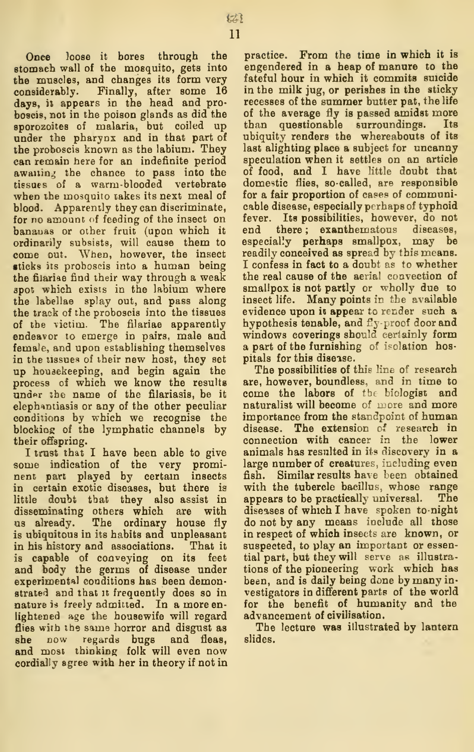Once loose it bores through the stomach wall of the mosquito, gets into the muscles, and changes its form very considerably. Finally, after some 16 days, it appears in the head and proboscis, not in the poison glands as did the sporozoites of malaria, but coiled up under the pharynx and in that part of the proboscis known as the labium. They can remain here for an indefinite period awaiting the chance to pass into the tissues of a warm-blooded vertebrate when the mosquito takes its next meal of blood. Apparently they can discriminate, for no amount of feeding of the insect on bananas or other fruit (upon which it ordinarily subsists, will cause them to come out. When, however, the insect sticks its proboscis into a human being the filariae find their way through a weak spot which exists in the labium where the labellae splay out, and pass along the track of the proboscis into the tissues of the victim. The filariae apparently endeavor to emerge in pairs, male and female, and upon establishing themselves in the tissues of their new host, they set up housekeeping, and begin again the process of which we know the results under the name of the filariasis, be it elephantiasis or any of the other peculiar conditions by which we recognise the blocking of the lymphatic channels by their offspring.

I trust that I have been able to give some indication of the very prominent part played by certain insects in certain exotic diseases, but there is little doubt that they also assist in disseminating others which are with us already. The ordinary house fly is ubiquitous in its habits and unpleasant in his history and associations. That it is capable of conveying on its feet and body the germs of disease under experimental conditions has been demonstrated and that it frequently does so in nature is freely admitted. In a more enlightened age the housewife will regard flies with the same horror and disgust as she now regards bugs and fleas, and most thinking folk will even now cordially agree with her in theory if not in practice. From the time in which it is engendered in a heap of manure to the fateful hour in which it commits suicide in the milk jug, or perishes in the sticky recesses of the summer butter pat, the life of the average fly is passed amidst more than questionable surroundings. Its ubiquity renders the whereabouts of its last alighting place a subject for uncanny speculation when it settles on an article of food, and I have little doubt that domestic flies, so-called, are responsible for a fair proportion of cases of communicable disease, especially perhaps of typhoid fever. Its possibilities, however, do not end there; exanthematous diseases, especially perhaps smallpox, may be readily conceived as spread by this means. I confess in fact to a doubt as to whether the real cause of the aerial convection of smallpox is not partly or wholly due to insect life. Many points in the available evidence upon it appear to render such a hypothesis tenable, and fly-proof door and windows coverings should certainly form a part of the furnishing of isolation hospitals for this disease.

The possibilities of this line of research are, however, boundless, and in time to come the labors of the biologist and naturalist will become of more and more importance from the standpoint of human disease. The extension of research in connection with cancer in the lower animals has resulted in its discovery in a large number of creatures, including even fish. Similar results have been obtained with the tubercle bacillus, whose range appears to be practically universal. The diseases of which I have spoken to-night do not by any means include all those in respect of which insects are known, or suspected, to play an important or essential part, but they will serve as illustrations of the pioneering work which has been, and is daily being done by many investigators in different parts of the world for the benefit of humanity and the advancement of civilisation.

The lecture was illustrated by lantern slides.